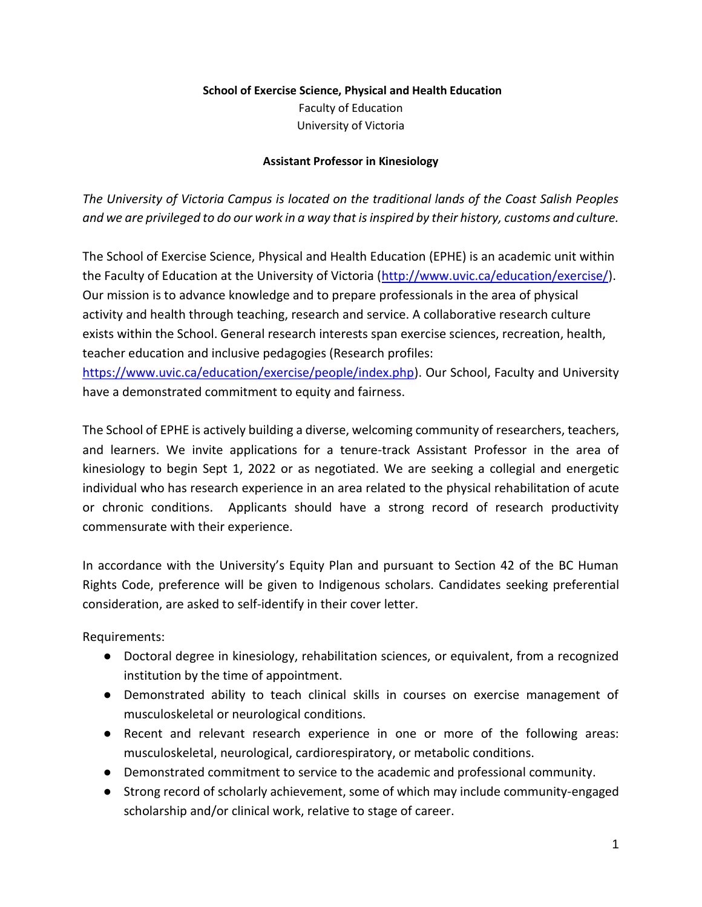**School of Exercise Science, Physical and Health Education**
Faculty of Education
University of Victoria

# Assistant Professor in Kinesiology

*The University of Victoria Campus is located on the traditional lands of the Coast Salish Peoples and we are privileged to do our work in a way that is inspired by their history, customs and culture.*

The School of Exercise Science, Physical and Health Education (EPHE) is an academic unit within the Faculty of Education at the University of Victoria (http://www.uvic.ca/education/exercise/). Our mission is to advance knowledge and to prepare professionals in the area of physical activity and health through teaching, research and service. A collaborative research culture exists within the School. General research interests span exercise sciences, recreation, health, teacher education and inclusive pedagogies (Research profiles: https://www.uvic.ca/education/exercise/people/index.php). Our School, Faculty and University have a demonstrated commitment to equity and fairness.

The School of EPHE is actively building a diverse, welcoming community of researchers, teachers, and learners. We invite applications for a tenure-track Assistant Professor in the area of kinesiology to begin Sept 1, 2022 or as negotiated. We are seeking a collegial and energetic individual who has research experience in an area related to the physical rehabilitation of acute or chronic conditions. Applicants should have a strong record of research productivity commensurate with their experience.

In accordance with the University's Equity Plan and pursuant to Section 42 of the BC Human Rights Code, preference will be given to Indigenous scholars. Candidates seeking preferential consideration, are asked to self-identify in their cover letter.

Requirements:

- Doctoral degree in kinesiology, rehabilitation sciences, or equivalent, from a recognized institution by the time of appointment.
- Demonstrated ability to teach clinical skills in courses on exercise management of musculoskeletal or neurological conditions.
- Recent and relevant research experience in one or more of the following areas: musculoskeletal, neurological, cardiorespiratory, or metabolic conditions.
- Demonstrated commitment to service to the academic and professional community.
- Strong record of scholarly achievement, some of which may include community-engaged scholarship and/or clinical work, relative to stage of career.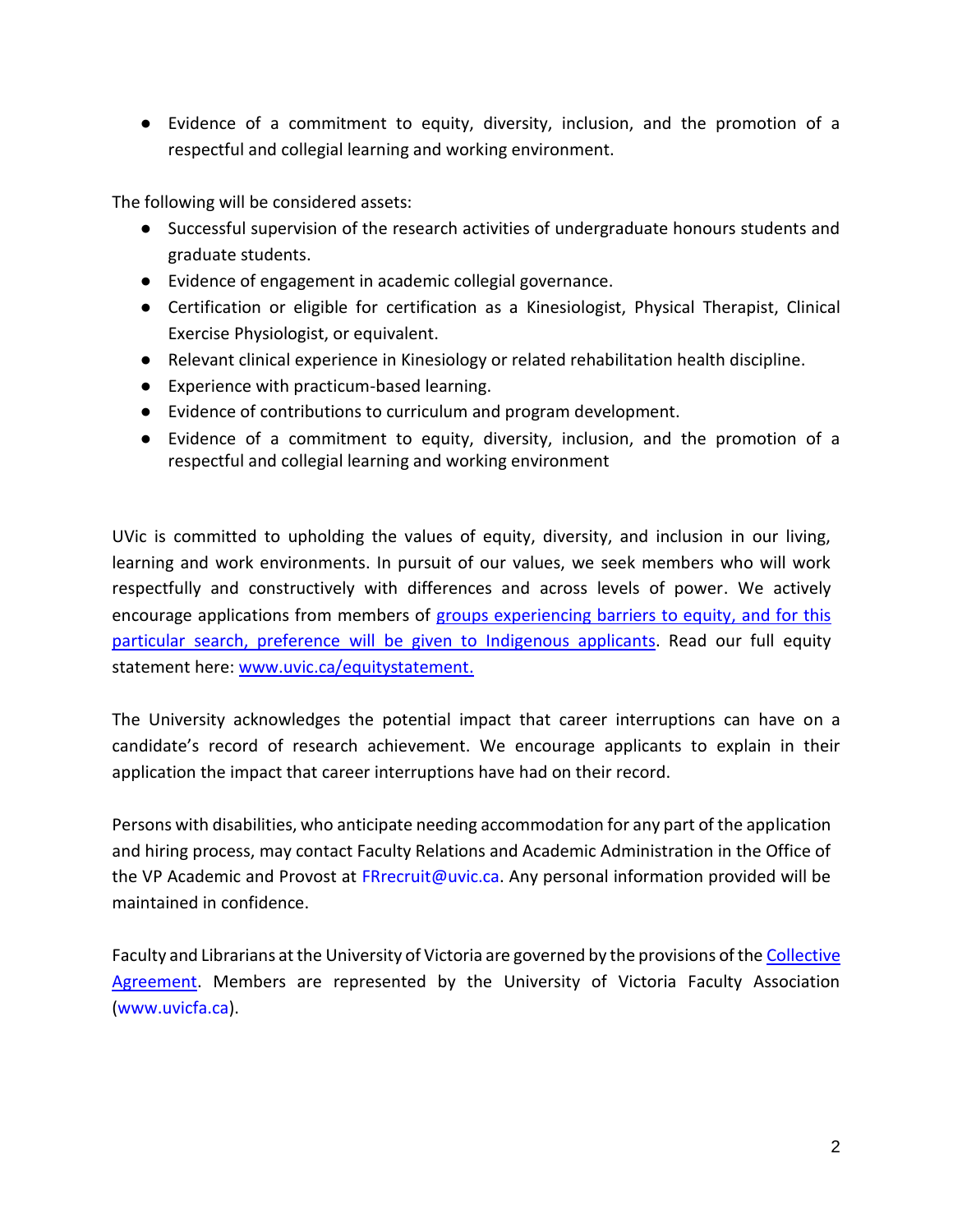- Evidence of a commitment to equity, diversity, inclusion, and the promotion of a respectful and collegial learning and working environment.

The following will be considered assets:

- Successful supervision of the research activities of undergraduate honours students and graduate students.
- Evidence of engagement in academic collegial governance.
- Certification or eligible for certification as a Kinesiologist, Physical Therapist, Clinical Exercise Physiologist, or equivalent.
- Relevant clinical experience in Kinesiology or related rehabilitation health discipline.
- Experience with practicum-based learning.
- Evidence of contributions to curriculum and program development.
- Evidence of a commitment to equity, diversity, inclusion, and the promotion of a respectful and collegial learning and working environment

UVic is committed to upholding the values of equity, diversity, and inclusion in our living, learning and work environments. In pursuit of our values, we seek members who will work respectfully and constructively with differences and across levels of power. We actively encourage applications from members of groups experiencing barriers to equity, and for this particular search, preference will be given to Indigenous applicants. Read our full equity statement here: www.uvic.ca/equitystatement.

The University acknowledges the potential impact that career interruptions can have on a candidate's record of research achievement. We encourage applicants to explain in their application the impact that career interruptions have had on their record.

Persons with disabilities, who anticipate needing accommodation for any part of the application and hiring process, may contact Faculty Relations and Academic Administration in the Office of the VP Academic and Provost at FRrecruit@uvic.ca. Any personal information provided will be maintained in confidence.

Faculty and Librarians at the University of Victoria are governed by the provisions of the Collective Agreement. Members are represented by the University of Victoria Faculty Association (www.uvicfa.ca).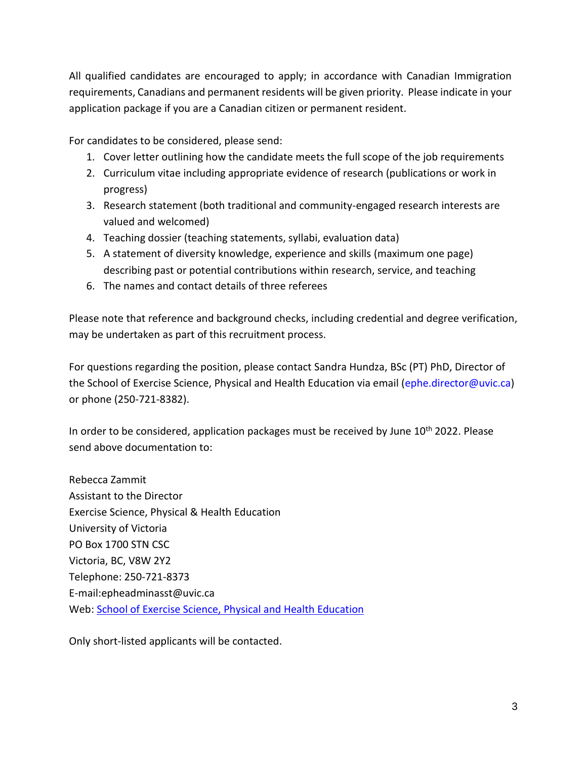All qualified candidates are encouraged to apply; in accordance with Canadian Immigration requirements, Canadians and permanent residents will be given priority. Please indicate in your application package if you are a Canadian citizen or permanent resident.

For candidates to be considered, please send:

1. Cover letter outlining how the candidate meets the full scope of the job requirements
2. Curriculum vitae including appropriate evidence of research (publications or work in progress)
3. Research statement (both traditional and community-engaged research interests are valued and welcomed)
4. Teaching dossier (teaching statements, syllabi, evaluation data)
5. A statement of diversity knowledge, experience and skills (maximum one page) describing past or potential contributions within research, service, and teaching
6. The names and contact details of three referees

Please note that reference and background checks, including credential and degree verification, may be undertaken as part of this recruitment process.

For questions regarding the position, please contact Sandra Hundza, BSc (PT) PhD, Director of the School of Exercise Science, Physical and Health Education via email (ephe.director@uvic.ca) or phone (250-721-8382).

In order to be considered, application packages must be received by June 10th 2022. Please send above documentation to:

Rebecca Zammit
Assistant to the Director
Exercise Science, Physical & Health Education
University of Victoria
PO Box 1700 STN CSC
Victoria, BC, V8W 2Y2
Telephone: 250-721-8373
E-mail:epheadminasst@uvic.ca
Web: School of Exercise Science, Physical and Health Education

Only short-listed applicants will be contacted.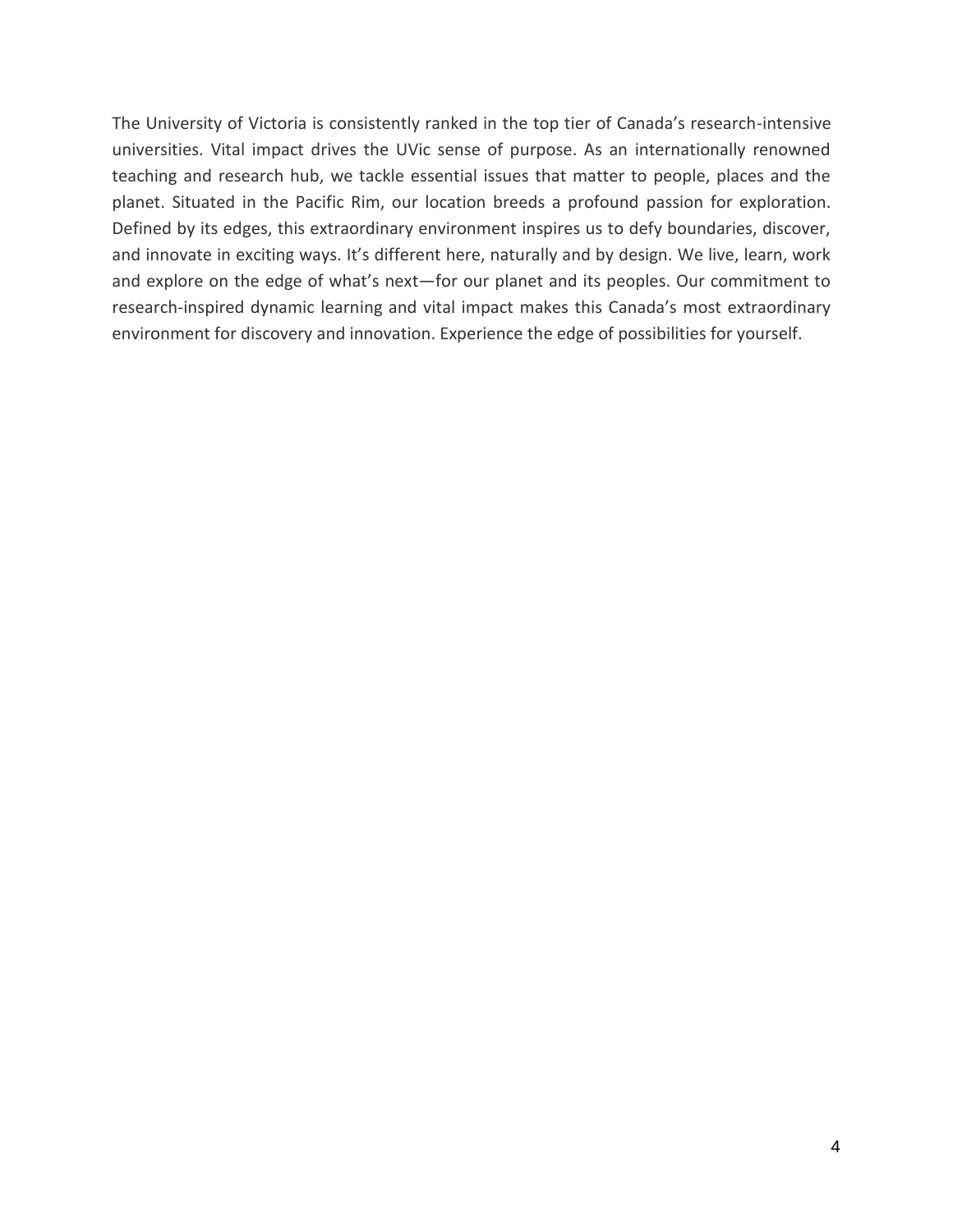The University of Victoria is consistently ranked in the top tier of Canada's research-intensive universities. Vital impact drives the UVic sense of purpose. As an internationally renowned teaching and research hub, we tackle essential issues that matter to people, places and the planet. Situated in the Pacific Rim, our location breeds a profound passion for exploration. Defined by its edges, this extraordinary environment inspires us to defy boundaries, discover, and innovate in exciting ways. It's different here, naturally and by design. We live, learn, work and explore on the edge of what's next—for our planet and its peoples. Our commitment to research-inspired dynamic learning and vital impact makes this Canada's most extraordinary environment for discovery and innovation. Experience the edge of possibilities for yourself.